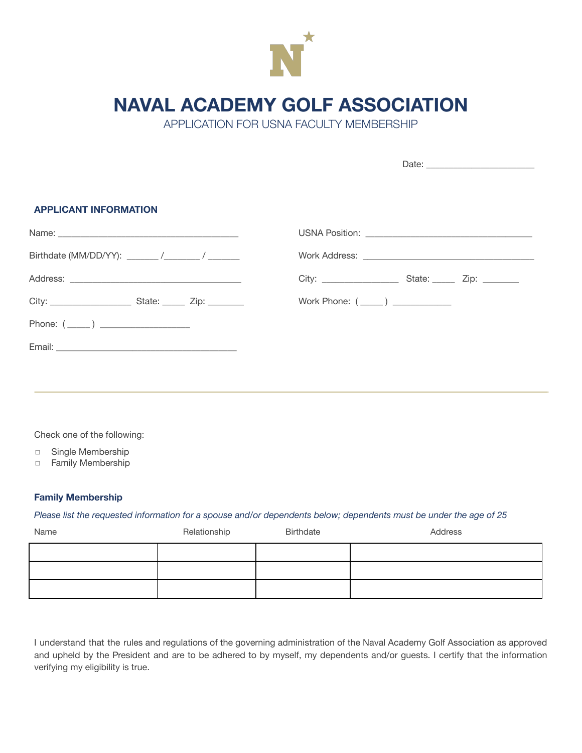# NAVAL ACADEMY GOLF ASSOCIATION

APPLICATION FOR USNA FACULTY MEMBERSHIP

Date: ______________________

### APPLICANT INFORMATION

Name: ____________________________________

Birthdate (MM/DD/YY): _______ /_______ / _______

Address: ____________________________________

City: ________________ State: _____ Zip: _______

Phone: ( _____ ) __________________

Email: ____________________________________

USNA Position: ________________________________

Work Address: ________________________________

City: _______________ State: _____ Zip: _______

Work Phone: ( _____ ) ____________

---

Check one of the following:

- □ Single Membership
- □ Family Membership

### Family Membership

*Please list the requested information for a spouse and/or dependents below; dependents must be under the age of 25*

| Name | Relationship | Birthdate | Address |
|---|---|---|---|
| | | | |
| | | | |
| | | | |

I understand that the rules and regulations of the governing administration of the Naval Academy Golf Association as approved and upheld by the President and are to be adhered to by myself, my dependents and/or guests. I certify that the information verifying my eligibility is true.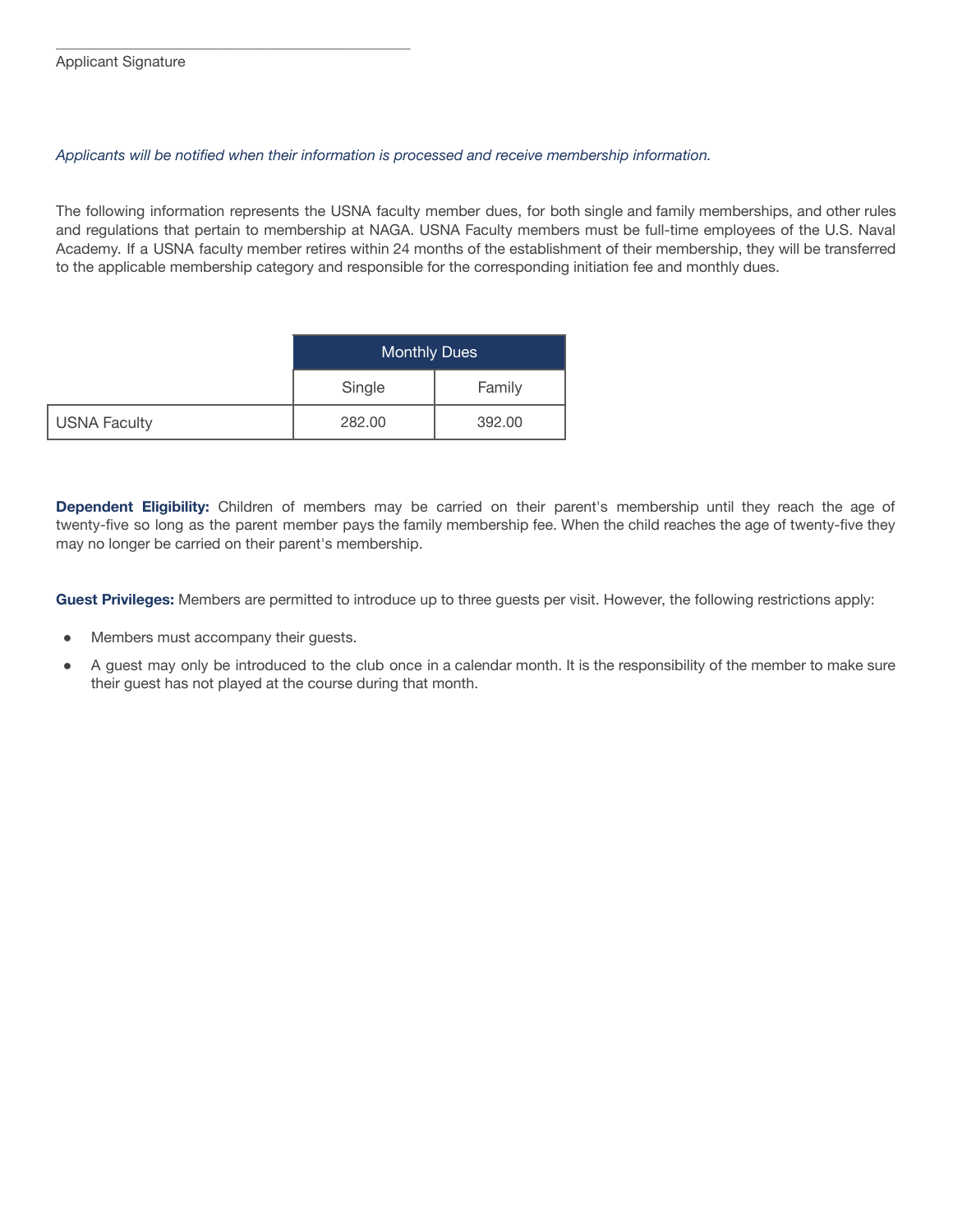______________________________________________

Applicant Signature

*Applicants will be notified when their information is processed and receive membership information.*

The following information represents the USNA faculty member dues, for both single and family memberships, and other rules and regulations that pertain to membership at NAGA. USNA Faculty members must be full-time employees of the U.S. Naval Academy. If a USNA faculty member retires within 24 months of the establishment of their membership, they will be transferred to the applicable membership category and responsible for the corresponding initiation fee and monthly dues.

| | Monthly Dues | |
|---|---|---|
| | Single | Family |
| USNA Faculty | 282.00 | 392.00 |

**Dependent Eligibility:** Children of members may be carried on their parent's membership until they reach the age of twenty-five so long as the parent member pays the family membership fee. When the child reaches the age of twenty-five they may no longer be carried on their parent's membership.

**Guest Privileges:** Members are permitted to introduce up to three guests per visit. However, the following restrictions apply:

- Members must accompany their guests.
- A guest may only be introduced to the club once in a calendar month. It is the responsibility of the member to make sure their guest has not played at the course during that month.